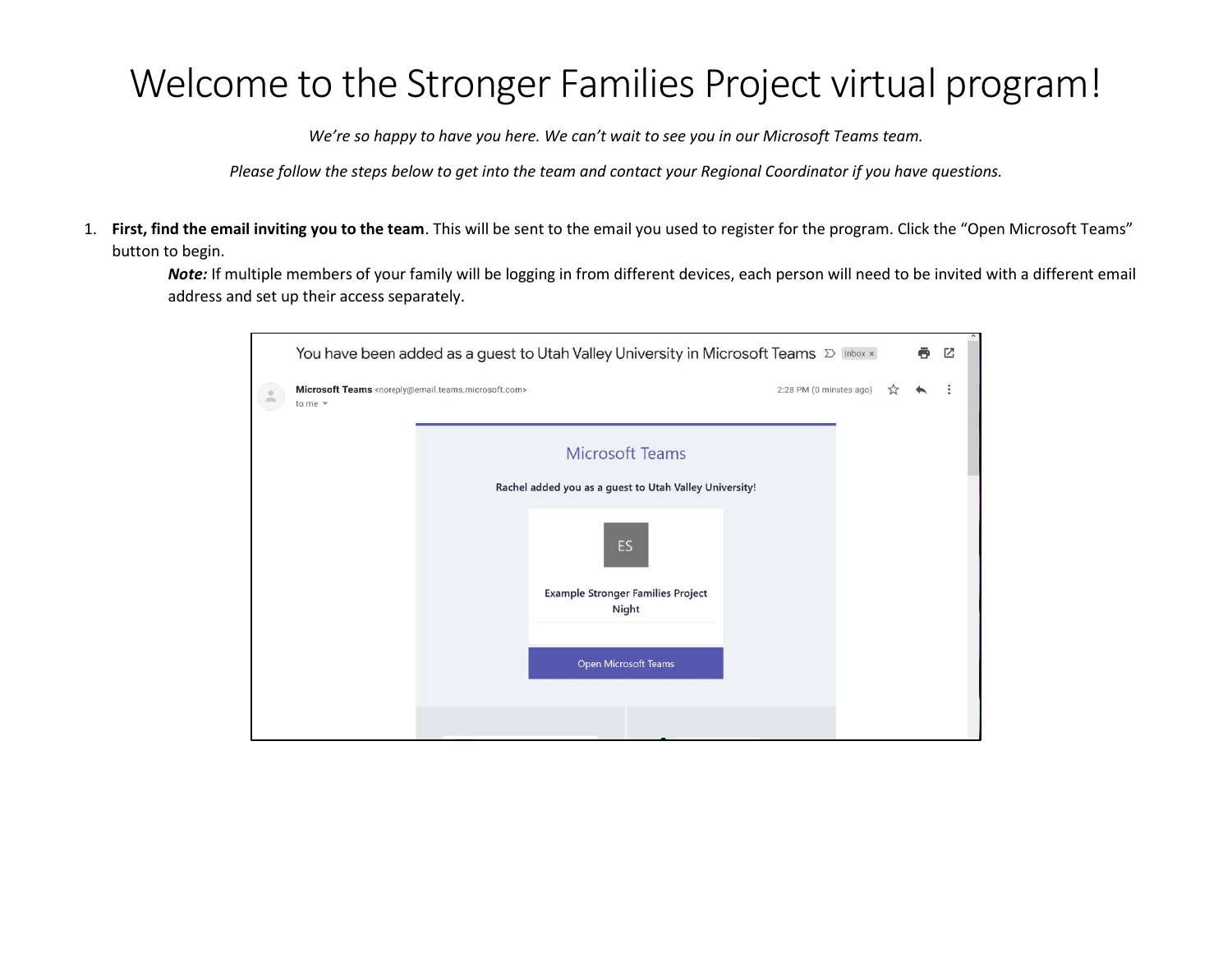# Welcome to the Stronger Families Project virtual program!

*We're so happy to have you here. We can't wait to see you in our Microsoft Teams team.*

*Please follow the steps below to get into the team and contact your Regional Coordinator if you have questions.*

1. **First, find the email inviting you to the team**. This will be sent to the email you used to register for the program. Click the "Open Microsoft Teams" button to begin.

   ***Note:*** If multiple members of your family will be logging in from different devices, each person will need to be invited with a different email address and set up their access separately.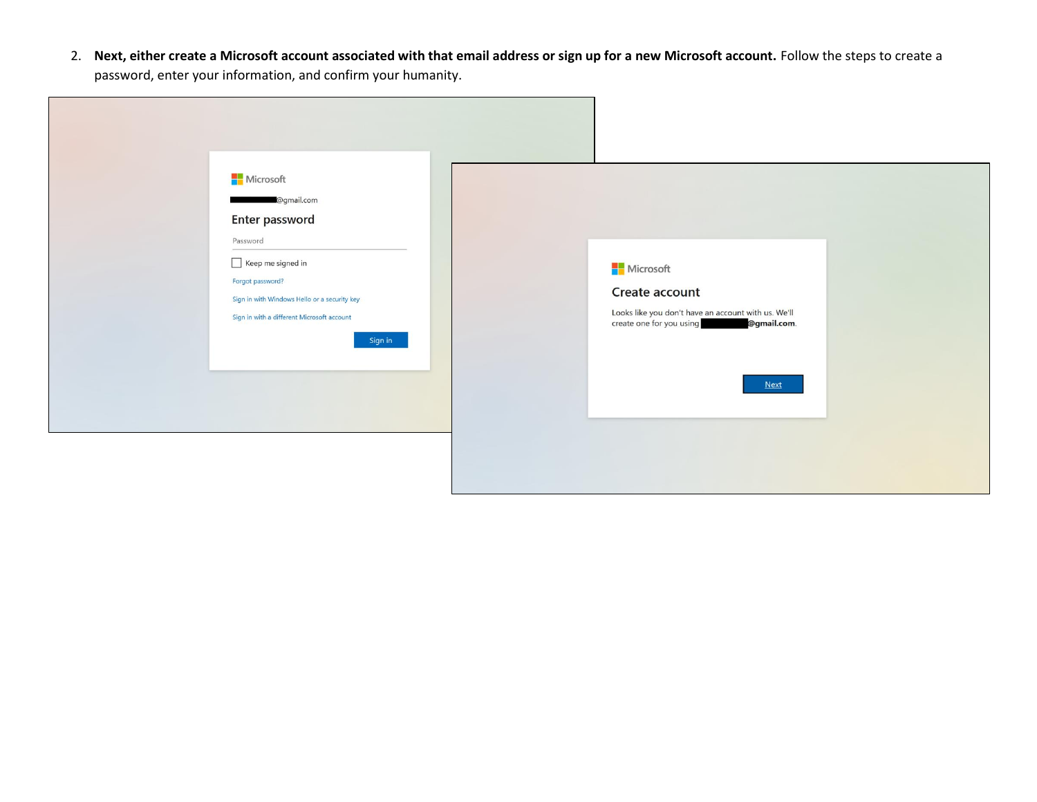2. **Next, either create a Microsoft account associated with that email address or sign up for a new Microsoft account.** Follow the steps to create a password, enter your information, and confirm your humanity.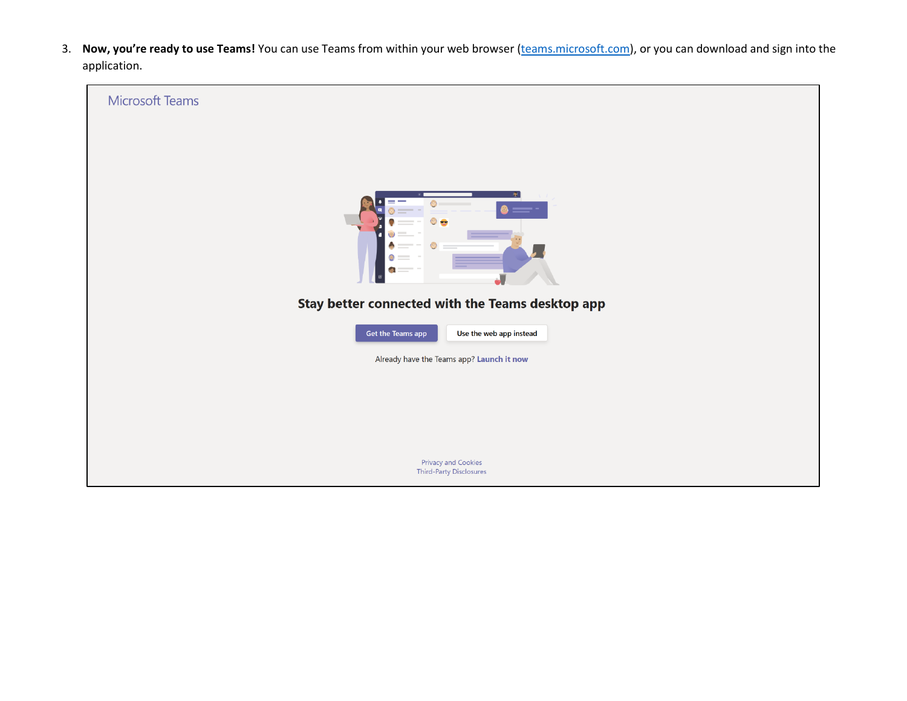3. **Now, you're ready to use Teams!** You can use Teams from within your web browser ([teams.microsoft.com](https://teams.microsoft.com)), or you can download and sign into the application.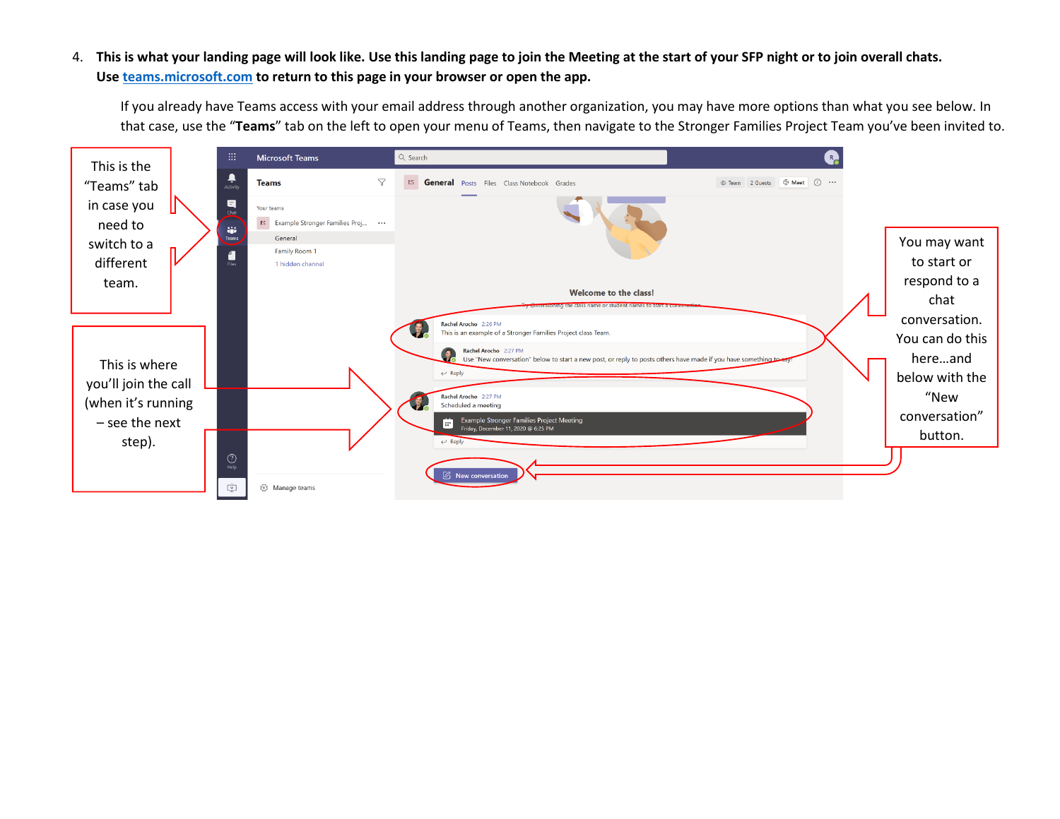4. **This is what your landing page will look like. Use this landing page to join the Meeting at the start of your SFP night or to join overall chats. Use [teams.microsoft.com](https://teams.microsoft.com) to return to this page in your browser or open the app.**

   If you already have Teams access with your email address through another organization, you may have more options than what you see below. In that case, use the "**Teams**" tab on the left to open your menu of Teams, then navigate to the Stronger Families Project Team you've been invited to.

This is the "Teams" tab in case you need to switch to a different team.

This is where you'll join the call (when it's running – see the next step).

You may want to start or respond to a chat conversation. You can do this here…and below with the "New conversation" button.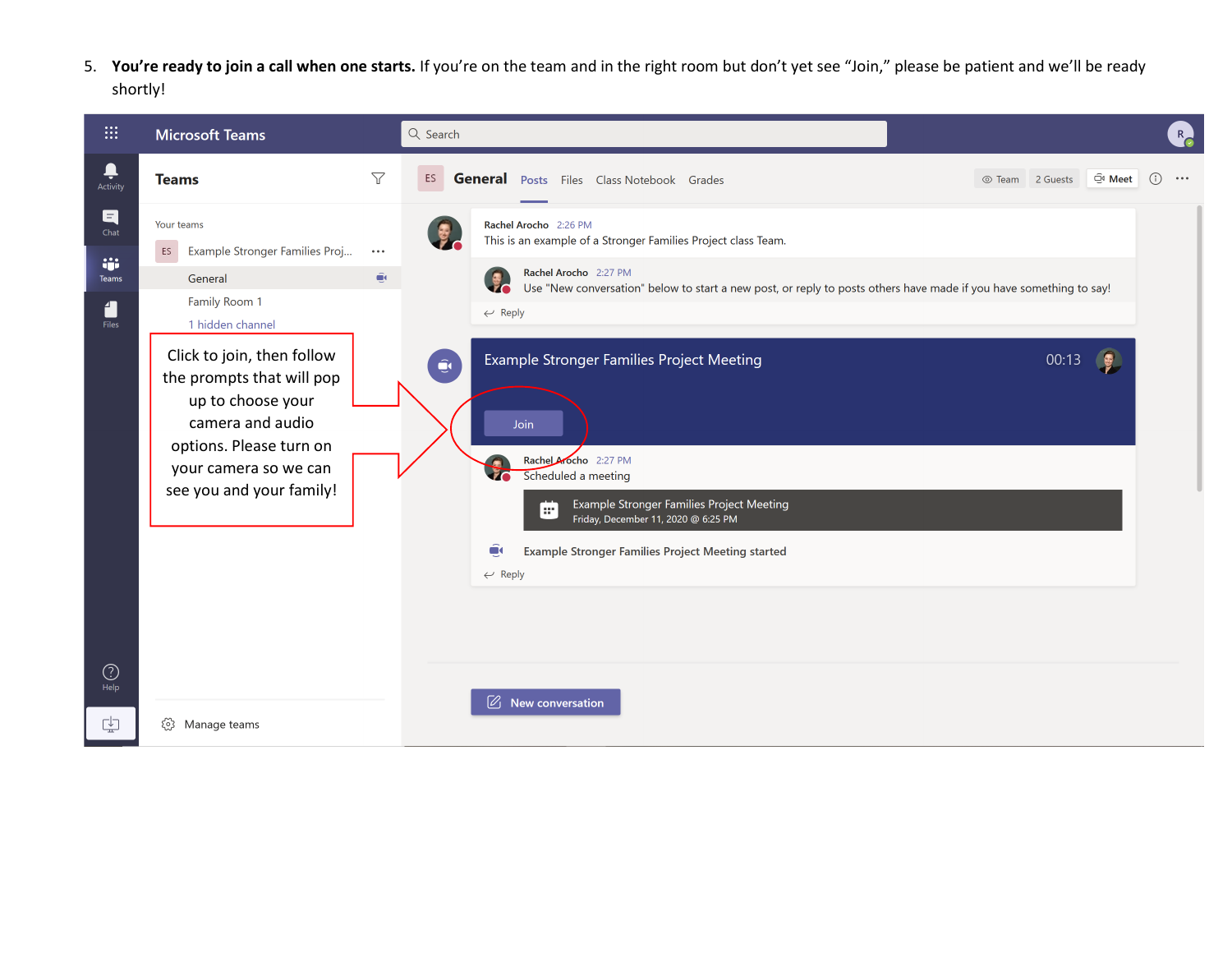5. **You're ready to join a call when one starts.** If you're on the team and in the right room but don't yet see "Join," please be patient and we'll be ready shortly!

Click to join, then follow the prompts that will pop up to choose your camera and audio options. Please turn on your camera so we can see you and your family!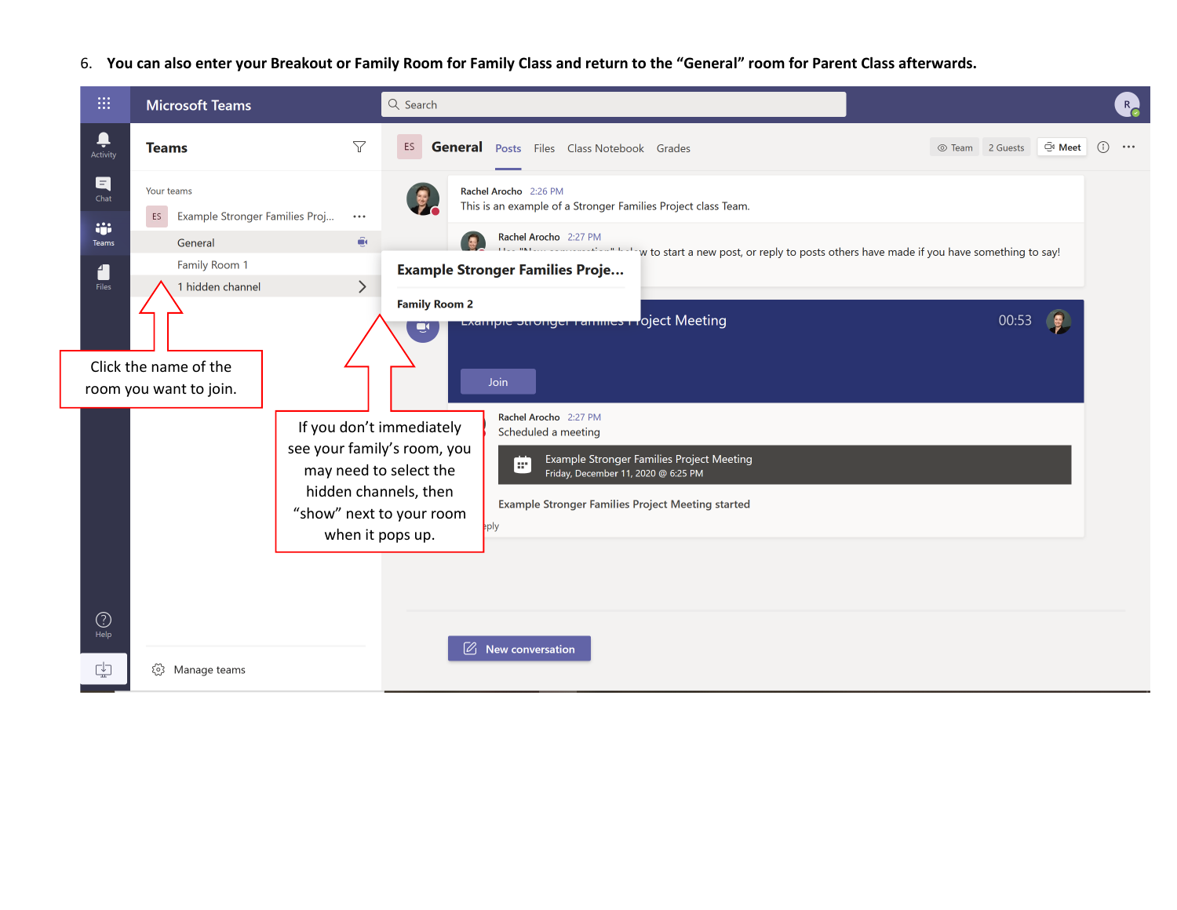6. **You can also enter your Breakout or Family Room for Family Class and return to the "General" room for Parent Class afterwards.**

Click the name of the room you want to join.

If you don't immediately see your family's room, you may need to select the hidden channels, then "show" next to your room when it pops up.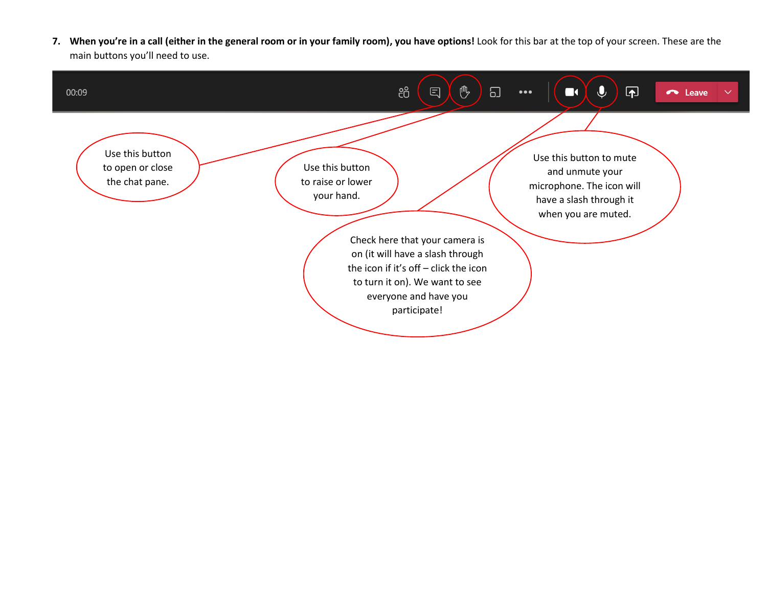7. **When you're in a call (either in the general room or in your family room), you have options!** Look for this bar at the top of your screen. These are the main buttons you'll need to use.

00:09

Leave

Use this button to open or close the chat pane.

Use this button to raise or lower your hand.

Use this button to mute and unmute your microphone. The icon will have a slash through it when you are muted.

Check here that your camera is on (it will have a slash through the icon if it's off – click the icon to turn it on). We want to see everyone and have you participate!